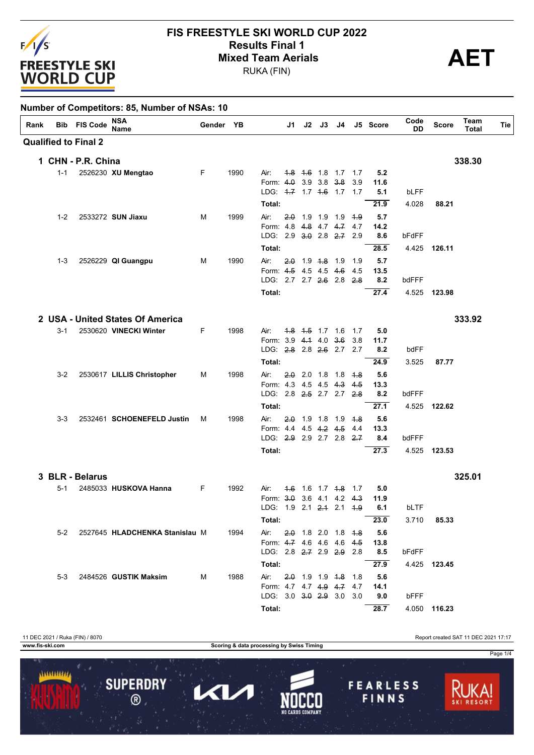# FIS FREESTYLE SKI WORLD CUP 2022

## Results Final 1

## Mixed Team Aerials

RUKA (FIN)

**AET**

**Number of Competitors: 85, Number of NSAs: 10**

| Rank | Bib | FIS Code | NSA Name | Gender | YB | | J1 | J2 | J3 | J4 | J5 | Score | Code DD | Score | Team Total | Tie |
|---|---|---|---|---|---|---|---|---|---|---|---|---|---|---|---|---|
| **Qualified to Final 2** | | | | | | | | | | | | | | | | |
| **1** | | | **CHN - P.R. China** | | | | | | | | | | | | **338.30** | |
| | 1-1 | 2526230 | **XU Mengtao** | F | 1990 | Air: | ~~1.8~~ | ~~1.6~~ | 1.8 | 1.7 | 1.7 | **5.2** | | | | |
| | | | | | | Form: | ~~4.0~~ | 3.9 | 3.8 | ~~3.8~~ | 3.9 | **11.6** | | | | |
| | | | | | | LDG: | ~~1.7~~ | 1.7 | ~~1.6~~ | 1.7 | 1.7 | **5.1** | bLFF | | | |
| | | | | | | **Total:** | | | | | | **21.9** | 4.028 | **88.21** | | |
| | 1-2 | 2533272 | **SUN Jiaxu** | M | 1999 | Air: | ~~2.0~~ | 1.9 | 1.9 | 1.9 | ~~1.9~~ | **5.7** | | | | |
| | | | | | | Form: | 4.8 | ~~4.8~~ | 4.7 | ~~4.7~~ | 4.7 | **14.2** | | | | |
| | | | | | | LDG: | 2.9 | ~~3.0~~ | 2.8 | ~~2.7~~ | 2.9 | **8.6** | bFdFF | | | |
| | | | | | | **Total:** | | | | | | **28.5** | 4.425 | **126.11** | | |
| | 1-3 | 2526229 | **QI Guangpu** | M | 1990 | Air: | ~~2.0~~ | 1.9 | ~~1.8~~ | 1.9 | 1.9 | **5.7** | | | | |
| | | | | | | Form: | ~~4.5~~ | 4.5 | 4.5 | ~~4.6~~ | 4.5 | **13.5** | | | | |
| | | | | | | LDG: | 2.7 | 2.7 | ~~2.6~~ | 2.8 | ~~2.8~~ | **8.2** | bdFFF | | | |
| | | | | | | **Total:** | | | | | | **27.4** | 4.525 | **123.98** | | |
| **2** | | | **USA - United States Of America** | | | | | | | | | | | | **333.92** | |
| | 3-1 | 2530620 | **VINECKI Winter** | F | 1998 | Air: | ~~1.8~~ | ~~1.5~~ | 1.7 | 1.6 | 1.7 | **5.0** | | | | |
| | | | | | | Form: | 3.9 | ~~4.1~~ | 4.0 | ~~3.6~~ | 3.8 | **11.7** | | | | |
| | | | | | | LDG: | ~~2.8~~ | 2.8 | ~~2.6~~ | 2.7 | 2.7 | **8.2** | bdFF | | | |
| | | | | | | **Total:** | | | | | | **24.9** | 3.525 | **87.77** | | |
| | 3-2 | 2530617 | **LILLIS Christopher** | M | 1998 | Air: | ~~2.0~~ | 2.0 | 1.8 | 1.8 | ~~1.8~~ | **5.6** | | | | |
| | | | | | | Form: | 4.3 | 4.5 | 4.5 | ~~4.3~~ | ~~4.5~~ | **13.3** | | | | |
| | | | | | | LDG: | 2.8 | ~~2.5~~ | 2.7 | 2.7 | ~~2.8~~ | **8.2** | bdFFF | | | |
| | | | | | | **Total:** | | | | | | **27.1** | 4.525 | **122.62** | | |
| | 3-3 | 2532461 | **SCHOENEFELD Justin** | M | 1998 | Air: | ~~2.0~~ | 1.9 | 1.8 | 1.9 | ~~1.8~~ | **5.6** | | | | |
| | | | | | | Form: | 4.4 | 4.5 | ~~4.2~~ | ~~4.5~~ | 4.4 | **13.3** | | | | |
| | | | | | | LDG: | ~~2.9~~ | 2.9 | 2.7 | 2.8 | ~~2.7~~ | **8.4** | bdFFF | | | |
| | | | | | | **Total:** | | | | | | **27.3** | 4.525 | **123.53** | | |
| **3** | | | **BLR - Belarus** | | | | | | | | | | | | **325.01** | |
| | 5-1 | 2485033 | **HUSKOVA Hanna** | F | 1992 | Air: | ~~1.6~~ | 1.6 | 1.7 | ~~1.8~~ | 1.7 | **5.0** | | | | |
| | | | | | | Form: | ~~3.0~~ | 3.6 | 4.1 | 4.2 | ~~4.3~~ | **11.9** | | | | |
| | | | | | | LDG: | 1.9 | 2.1 | ~~2.1~~ | 2.1 | ~~1.9~~ | **6.1** | bLTF | | | |
| | | | | | | **Total:** | | | | | | **23.0** | 3.710 | **85.33** | | |
| | 5-2 | 2527645 | **HLADCHENKA Stanislau** | M | 1994 | Air: | ~~2.0~~ | 1.8 | 2.0 | 1.8 | ~~1.8~~ | **5.6** | | | | |
| | | | | | | Form: | ~~4.7~~ | 4.6 | 4.6 | 4.6 | ~~4.5~~ | **13.8** | | | | |
| | | | | | | LDG: | 2.8 | ~~2.7~~ | 2.9 | ~~2.9~~ | 2.8 | **8.5** | bFdFF | | | |
| | | | | | | **Total:** | | | | | | **27.9** | 4.425 | **123.45** | | |
| | 5-3 | 2484526 | **GUSTIK Maksim** | M | 1988 | Air: | ~~2.0~~ | 1.9 | 1.9 | ~~1.8~~ | 1.8 | **5.6** | | | | |
| | | | | | | Form: | 4.7 | 4.7 | ~~4.9~~ | ~~4.7~~ | 4.7 | **14.1** | | | | |
| | | | | | | LDG: | 3.0 | ~~3.0~~ | ~~2.9~~ | 3.0 | 3.0 | **9.0** | bFFF | | | |
| | | | | | | **Total:** | | | | | | **28.7** | 4.050 | **116.23** | | |

11 DEC 2021 / Ruka (FIN) / 8070 — Report created SAT 11 DEC 2021 17:17

www.fis-ski.com — Scoring & data processing by Swiss Timing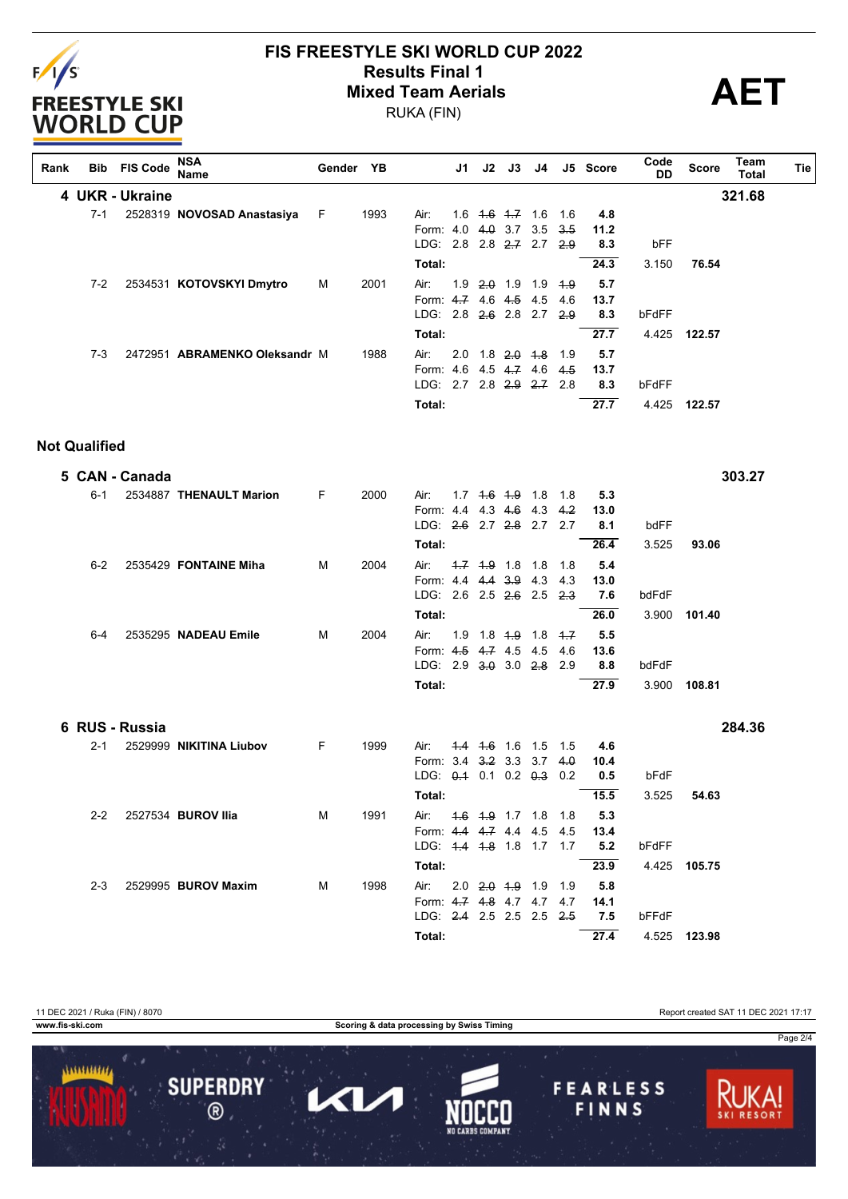# FIS FREESTYLE SKI WORLD CUP 2022
## Results Final 1
## Mixed Team Aerials
RUKA (FIN)

**AET**

| Rank | Bib | FIS Code | NSA Name | Gender | YB | | J1 | J2 | J3 | J4 | J5 | Score | Code DD | Score | Team Total | Tie |
|---|---|---|---|---|---|---|---|---|---|---|---|---|---|---|---|---|
| **4** | | | **UKR - Ukraine** | | | | | | | | | | | | **321.68** | |
| | 7-1 | 2528319 | **NOVOSAD Anastasiya** | F | 1993 | Air: | 1.6 | ~~1.6~~ | ~~1.7~~ | 1.6 | 1.6 | **4.8** | | | | |
| | | | | | | Form: | 4.0 | ~~4.0~~ | 3.7 | 3.5 | ~~3.5~~ | **11.2** | | | | |
| | | | | | | LDG: | 2.8 | 2.8 | ~~2.7~~ | 2.7 | ~~2.9~~ | **8.3** | bFF | | | |
| | | | | | | **Total:** | | | | | | **24.3** | 3.150 | **76.54** | | |
| | 7-2 | 2534531 | **KOTOVSKYI Dmytro** | M | 2001 | Air: | 1.9 | ~~2.0~~ | 1.9 | 1.9 | ~~1.9~~ | **5.7** | | | | |
| | | | | | | Form: | ~~4.7~~ | 4.6 | ~~4.5~~ | 4.5 | 4.6 | **13.7** | | | | |
| | | | | | | LDG: | 2.8 | ~~2.6~~ | 2.8 | 2.7 | ~~2.9~~ | **8.3** | bFdFF | | | |
| | | | | | | **Total:** | | | | | | **27.7** | 4.425 | **122.57** | | |
| | 7-3 | 2472951 | **ABRAMENKO Oleksandr** | M | 1988 | Air: | 2.0 | 1.8 | ~~2.0~~ | ~~1.8~~ | 1.9 | **5.7** | | | | |
| | | | | | | Form: | 4.6 | 4.5 | ~~4.7~~ | 4.6 | ~~4.5~~ | **13.7** | | | | |
| | | | | | | LDG: | 2.7 | 2.8 | ~~2.9~~ | ~~2.7~~ | 2.8 | **8.3** | bFdFF | | | |
| | | | | | | **Total:** | | | | | | **27.7** | 4.425 | **122.57** | | |

**Not Qualified**

| Rank | Bib | FIS Code | NSA Name | Gender | YB | | J1 | J2 | J3 | J4 | J5 | Score | Code DD | Score | Team Total | Tie |
|---|---|---|---|---|---|---|---|---|---|---|---|---|---|---|---|---|
| **5** | | | **CAN - Canada** | | | | | | | | | | | | **303.27** | |
| | 6-1 | 2534887 | **THENAULT Marion** | F | 2000 | Air: | 1.7 | ~~1.6~~ | ~~1.9~~ | 1.8 | 1.8 | **5.3** | | | | |
| | | | | | | Form: | 4.4 | 4.3 | ~~4.6~~ | 4.3 | ~~4.2~~ | **13.0** | | | | |
| | | | | | | LDG: | ~~2.6~~ | 2.7 | ~~2.8~~ | 2.7 | 2.7 | **8.1** | bdFF | | | |
| | | | | | | **Total:** | | | | | | **26.4** | 3.525 | **93.06** | | |
| | 6-2 | 2535429 | **FONTAINE Miha** | M | 2004 | Air: | ~~1.7~~ | ~~1.9~~ | 1.8 | 1.8 | 1.8 | **5.4** | | | | |
| | | | | | | Form: | 4.4 | ~~4.4~~ | ~~3.9~~ | 4.3 | 4.3 | **13.0** | | | | |
| | | | | | | LDG: | 2.6 | 2.5 | ~~2.6~~ | 2.5 | ~~2.3~~ | **7.6** | bdFdF | | | |
| | | | | | | **Total:** | | | | | | **26.0** | 3.900 | **101.40** | | |
| | 6-4 | 2535295 | **NADEAU Emile** | M | 2004 | Air: | 1.9 | 1.8 | ~~1.9~~ | 1.8 | ~~1.7~~ | **5.5** | | | | |
| | | | | | | Form: | ~~4.5~~ | ~~4.7~~ | 4.5 | 4.5 | 4.6 | **13.6** | | | | |
| | | | | | | LDG: | 2.9 | ~~3.0~~ | 3.0 | ~~2.8~~ | 2.9 | **8.8** | bdFdF | | | |
| | | | | | | **Total:** | | | | | | **27.9** | 3.900 | **108.81** | | |
| **6** | | | **RUS - Russia** | | | | | | | | | | | | **284.36** | |
| | 2-1 | 2529999 | **NIKITINA Liubov** | F | 1999 | Air: | ~~1.4~~ | ~~1.6~~ | 1.6 | 1.5 | 1.5 | **4.6** | | | | |
| | | | | | | Form: | 3.4 | ~~3.2~~ | 3.3 | 3.7 | ~~4.0~~ | **10.4** | | | | |
| | | | | | | LDG: | ~~0.1~~ | 0.1 | 0.2 | ~~0.3~~ | 0.2 | **0.5** | bFdF | | | |
| | | | | | | **Total:** | | | | | | **15.5** | 3.525 | **54.63** | | |
| | 2-2 | 2527534 | **BUROV Ilia** | M | 1991 | Air: | ~~1.6~~ | ~~1.9~~ | 1.7 | 1.8 | 1.8 | **5.3** | | | | |
| | | | | | | Form: | ~~4.4~~ | ~~4.7~~ | 4.4 | 4.5 | 4.5 | **13.4** | | | | |
| | | | | | | LDG: | ~~1.4~~ | ~~1.8~~ | 1.8 | 1.7 | 1.7 | **5.2** | bFdFF | | | |
| | | | | | | **Total:** | | | | | | **23.9** | 4.425 | **105.75** | | |
| | 2-3 | 2529995 | **BUROV Maxim** | M | 1998 | Air: | 2.0 | ~~2.0~~ | ~~1.9~~ | 1.9 | 1.9 | **5.8** | | | | |
| | | | | | | Form: | ~~4.7~~ | ~~4.8~~ | 4.7 | 4.7 | 4.7 | **14.1** | | | | |
| | | | | | | LDG: | ~~2.4~~ | 2.5 | 2.5 | 2.5 | ~~2.5~~ | **7.5** | bFFdF | | | |
| | | | | | | **Total:** | | | | | | **27.4** | 4.525 | **123.98** | | |

11 DEC 2021 / Ruka (FIN) / 8070 — Report created SAT 11 DEC 2021 17:17

www.fis-ski.com — Scoring & data processing by Swiss Timing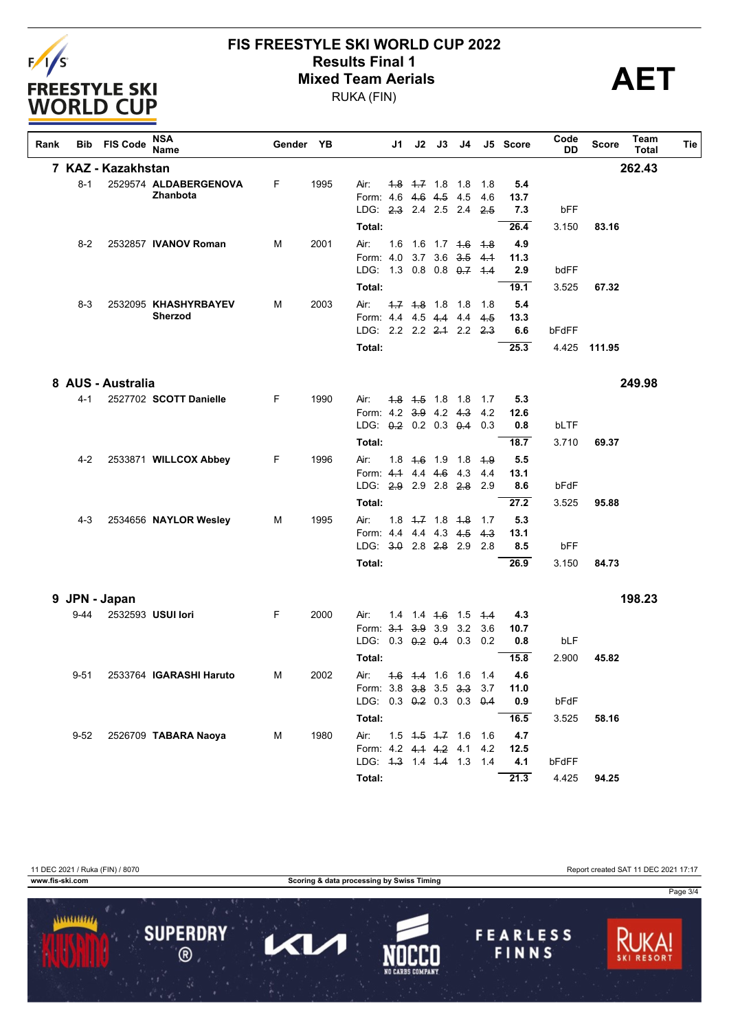# FIS FREESTYLE SKI WORLD CUP 2022

## Results Final 1

## Mixed Team Aerials

RUKA (FIN)

AET

| Rank | Bib | FIS Code | NSA Name | Gender | YB | | J1 | J2 | J3 | J4 | J5 | Score | Code DD | Score | Team Total | Tie |
|---|---|---|---|---|---|---|---|---|---|---|---|---|---|---|---|---|
| **7** | | | **KAZ - Kazakhstan** | | | | | | | | | | | | **262.43** | |
| | 8-1 | 2529574 | **ALDABERGENOVA Zhanbota** | F | 1995 | Air: | ~~1.8~~ | ~~1.7~~ | 1.8 | 1.8 | 1.8 | **5.4** | | | | |
| | | | | | | Form: | 4.6 | ~~4.6~~ | ~~4.5~~ | 4.5 | 4.6 | **13.7** | | | | |
| | | | | | | LDG: | ~~2.3~~ | 2.4 | 2.5 | 2.4 | ~~2.5~~ | **7.3** | bFF | | | |
| | | | | | | **Total:** | | | | | | **26.4** | 3.150 | **83.16** | | |
| | 8-2 | 2532857 | **IVANOV Roman** | M | 2001 | Air: | 1.6 | 1.6 | 1.7 | ~~1.6~~ | ~~1.8~~ | **4.9** | | | | |
| | | | | | | Form: | 4.0 | 3.7 | 3.6 | ~~3.5~~ | ~~4.1~~ | **11.3** | | | | |
| | | | | | | LDG: | 1.3 | 0.8 | 0.8 | ~~0.7~~ | ~~1.4~~ | **2.9** | bdFF | | | |
| | | | | | | **Total:** | | | | | | **19.1** | 3.525 | **67.32** | | |
| | 8-3 | 2532095 | **KHASHYRBAYEV Sherzod** | M | 2003 | Air: | ~~1.7~~ | ~~1.8~~ | 1.8 | 1.8 | 1.8 | **5.4** | | | | |
| | | | | | | Form: | 4.4 | 4.5 | ~~4.4~~ | 4.4 | ~~4.5~~ | **13.3** | | | | |
| | | | | | | LDG: | 2.2 | 2.2 | ~~2.1~~ | 2.2 | ~~2.3~~ | **6.6** | bFdFF | | | |
| | | | | | | **Total:** | | | | | | **25.3** | 4.425 | **111.95** | | |
| **8** | | | **AUS - Australia** | | | | | | | | | | | | **249.98** | |
| | 4-1 | 2527702 | **SCOTT Danielle** | F | 1990 | Air: | ~~1.8~~ | ~~1.5~~ | 1.8 | 1.8 | 1.7 | **5.3** | | | | |
| | | | | | | Form: | 4.2 | ~~3.9~~ | 4.2 | ~~4.3~~ | 4.2 | **12.6** | | | | |
| | | | | | | LDG: | ~~0.2~~ | 0.2 | 0.3 | ~~0.4~~ | 0.3 | **0.8** | bLTF | | | |
| | | | | | | **Total:** | | | | | | **18.7** | 3.710 | **69.37** | | |
| | 4-2 | 2533871 | **WILLCOX Abbey** | F | 1996 | Air: | 1.8 | ~~1.6~~ | 1.9 | 1.8 | ~~1.9~~ | **5.5** | | | | |
| | | | | | | Form: | ~~4.1~~ | 4.4 | ~~4.6~~ | 4.3 | 4.4 | **13.1** | | | | |
| | | | | | | LDG: | ~~2.9~~ | 2.9 | 2.8 | ~~2.8~~ | 2.9 | **8.6** | bFdF | | | |
| | | | | | | **Total:** | | | | | | **27.2** | 3.525 | **95.88** | | |
| | 4-3 | 2534656 | **NAYLOR Wesley** | M | 1995 | Air: | 1.8 | ~~1.7~~ | 1.8 | ~~1.8~~ | 1.7 | **5.3** | | | | |
| | | | | | | Form: | 4.4 | 4.4 | 4.3 | ~~4.5~~ | ~~4.3~~ | **13.1** | | | | |
| | | | | | | LDG: | ~~3.0~~ | 2.8 | ~~2.8~~ | 2.9 | 2.8 | **8.5** | bFF | | | |
| | | | | | | **Total:** | | | | | | **26.9** | 3.150 | **84.73** | | |
| **9** | | | **JPN - Japan** | | | | | | | | | | | | **198.23** | |
| | 9-44 | 2532593 | **USUI Iori** | F | 2000 | Air: | 1.4 | 1.4 | ~~1.6~~ | 1.5 | ~~1.4~~ | **4.3** | | | | |
| | | | | | | Form: | ~~3.1~~ | ~~3.9~~ | 3.9 | 3.2 | 3.6 | **10.7** | | | | |
| | | | | | | LDG: | 0.3 | ~~0.2~~ | ~~0.4~~ | 0.3 | 0.2 | **0.8** | bLF | | | |
| | | | | | | **Total:** | | | | | | **15.8** | 2.900 | **45.82** | | |
| | 9-51 | 2533764 | **IGARASHI Haruto** | M | 2002 | Air: | ~~1.6~~ | ~~1.4~~ | 1.6 | 1.6 | 1.4 | **4.6** | | | | |
| | | | | | | Form: | 3.8 | ~~3.8~~ | 3.5 | ~~3.3~~ | 3.7 | **11.0** | | | | |
| | | | | | | LDG: | 0.3 | ~~0.2~~ | 0.3 | 0.3 | ~~0.4~~ | **0.9** | bFdF | | | |
| | | | | | | **Total:** | | | | | | **16.5** | 3.525 | **58.16** | | |
| | 9-52 | 2526709 | **TABARA Naoya** | M | 1980 | Air: | 1.5 | ~~1.5~~ | ~~1.7~~ | 1.6 | 1.6 | **4.7** | | | | |
| | | | | | | Form: | 4.2 | ~~4.1~~ | ~~4.2~~ | 4.1 | 4.2 | **12.5** | | | | |
| | | | | | | LDG: | ~~1.3~~ | 1.4 | ~~1.4~~ | 1.3 | 1.4 | **4.1** | bFdFF | | | |
| | | | | | | **Total:** | | | | | | **21.3** | 4.425 | **94.25** | | |

11 DEC 2021 / Ruka (FIN) / 8070

Report created SAT 11 DEC 2021 17:17

www.fis-ski.com

Scoring & data processing by Swiss Timing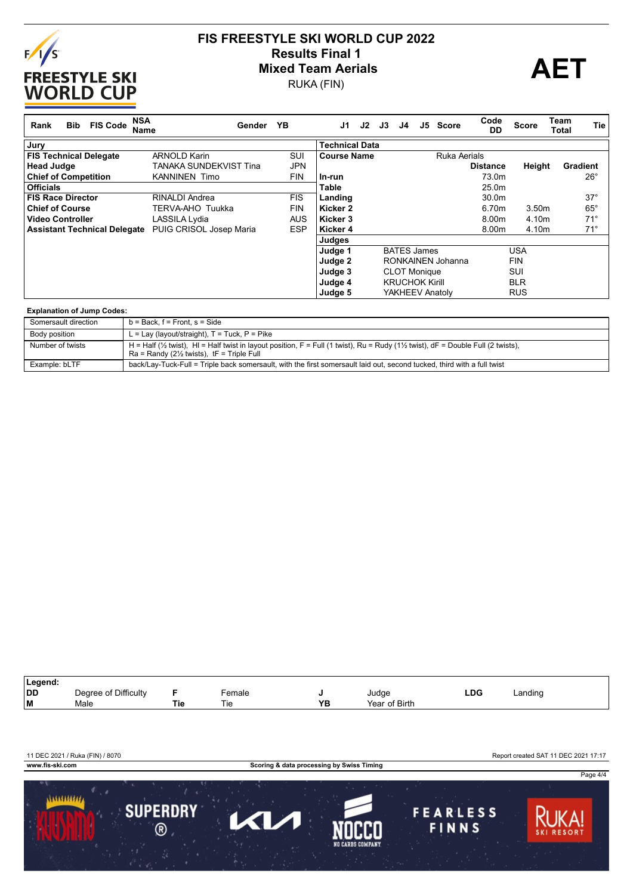# FIS FREESTYLE SKI WORLD CUP 2022

## Results Final 1

## Mixed Team Aerials

RUKA (FIN)

**AET**

| Rank | Bib | FIS Code | NSA Name | Gender | YB | J1 | J2 | J3 | J4 | J5 | Score | Code DD | Score | Team Total | Tie |
|---|---|---|---|---|---|---|---|---|---|---|---|---|---|---|---|

| Jury | | |
|---|---|---|
| **FIS Technical Delegate** | ARNOLD Karin | SUI |
| **Head Judge** | TANAKA SUNDEKVIST Tina | JPN |
| **Chief of Competition** | KANNINEN Timo | FIN |
| **Officials** | | |
| **FIS Race Director** | RINALDI Andrea | FIS |
| **Chief of Course** | TERVA-AHO Tuukka | FIN |
| **Video Controller** | LASSILA Lydia | AUS |
| **Assistant Technical Delegate** | PUIG CRISOL Josep Maria | ESP |

| Technical Data | | | |
|---|---|---|---|
| **Course Name** | Ruka Aerials | | |
| | **Distance** | **Height** | **Gradient** |
| **In-run** | 73.0m | | 26° |
| **Table** | 25.0m | | |
| **Landing** | 30.0m | | 37° |
| **Kicker 2** | 6.70m | 3.50m | 65° |
| **Kicker 3** | 8.00m | 4.10m | 71° |
| **Kicker 4** | 8.00m | 4.10m | 71° |

| Judges | | |
|---|---|---|
| **Judge 1** | BATES James | USA |
| **Judge 2** | RONKAINEN Johanna | FIN |
| **Judge 3** | CLOT Monique | SUI |
| **Judge 4** | KRUCHOK Kirill | BLR |
| **Judge 5** | YAKHEEV Anatoly | RUS |

**Explanation of Jump Codes:**

| | |
|---|---|
| Somersault direction | b = Back, f = Front, s = Side |
| Body position | L = Lay (layout/straight), T = Tuck, P = Pike |
| Number of twists | H = Half (½ twist), Hl = Half twist in layout position, F = Full (1 twist), Ru = Rudy (1½ twist), dF = Double Full (2 twists), Ra = Randy (2½ twists), tF = Triple Full |
| Example: bLTF | back/Lay-Tuck-Full = Triple back somersault, with the first somersault laid out, second tucked, third with a full twist |

| Legend: | | | | | | | |
|---|---|---|---|---|---|---|---|
| **DD** | Degree of Difficulty | **F** | Female | **J** | Judge | **LDG** | Landing |
| **M** | Male | **Tie** | Tie | **YB** | Year of Birth | | |

11 DEC 2021 / Ruka (FIN) / 8070 — Report created SAT 11 DEC 2021 17:17

www.fis-ski.com — Scoring & data processing by Swiss Timing